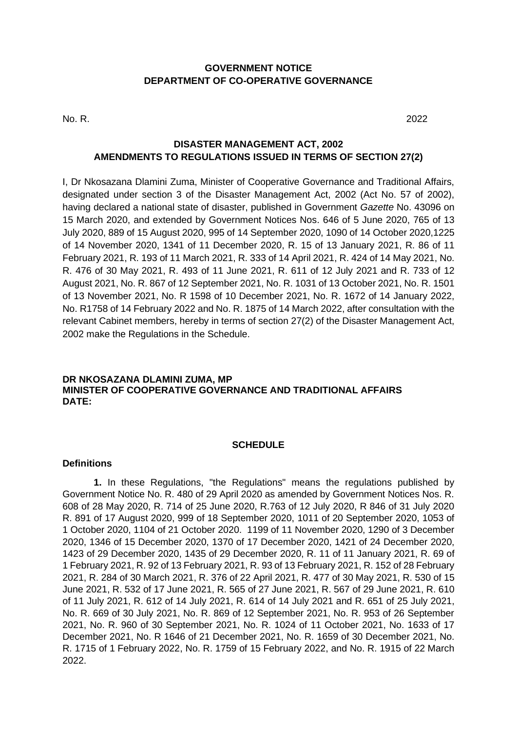**GOVERNMENT NOTICE**
**DEPARTMENT OF CO-OPERATIVE GOVERNANCE**

No. R. 2022

**DISASTER MANAGEMENT ACT, 2002**
**AMENDMENTS TO REGULATIONS ISSUED IN TERMS OF SECTION 27(2)**

I, Dr Nkosazana Dlamini Zuma, Minister of Cooperative Governance and Traditional Affairs, designated under section 3 of the Disaster Management Act, 2002 (Act No. 57 of 2002), having declared a national state of disaster, published in Government *Gazette* No. 43096 on 15 March 2020, and extended by Government Notices Nos. 646 of 5 June 2020, 765 of 13 July 2020, 889 of 15 August 2020, 995 of 14 September 2020, 1090 of 14 October 2020,1225 of 14 November 2020, 1341 of 11 December 2020, R. 15 of 13 January 2021, R. 86 of 11 February 2021, R. 193 of 11 March 2021, R. 333 of 14 April 2021, R. 424 of 14 May 2021, No. R. 476 of 30 May 2021, R. 493 of 11 June 2021, R. 611 of 12 July 2021 and R. 733 of 12 August 2021, No. R. 867 of 12 September 2021, No. R. 1031 of 13 October 2021, No. R. 1501 of 13 November 2021, No. R 1598 of 10 December 2021, No. R. 1672 of 14 January 2022, No. R1758 of 14 February 2022 and No. R. 1875 of 14 March 2022, after consultation with the relevant Cabinet members, hereby in terms of section 27(2) of the Disaster Management Act, 2002 make the Regulations in the Schedule.

**DR NKOSAZANA DLAMINI ZUMA, MP**
**MINISTER OF COOPERATIVE GOVERNANCE AND TRADITIONAL AFFAIRS**
**DATE:**

**SCHEDULE**

**Definitions**

**1.** In these Regulations, "the Regulations" means the regulations published by Government Notice No. R. 480 of 29 April 2020 as amended by Government Notices Nos. R. 608 of 28 May 2020, R. 714 of 25 June 2020, R.763 of 12 July 2020, R 846 of 31 July 2020 R. 891 of 17 August 2020, 999 of 18 September 2020, 1011 of 20 September 2020, 1053 of 1 October 2020, 1104 of 21 October 2020. 1199 of 11 November 2020, 1290 of 3 December 2020, 1346 of 15 December 2020, 1370 of 17 December 2020, 1421 of 24 December 2020, 1423 of 29 December 2020, 1435 of 29 December 2020, R. 11 of 11 January 2021, R. 69 of 1 February 2021, R. 92 of 13 February 2021, R. 93 of 13 February 2021, R. 152 of 28 February 2021, R. 284 of 30 March 2021, R. 376 of 22 April 2021, R. 477 of 30 May 2021, R. 530 of 15 June 2021, R. 532 of 17 June 2021, R. 565 of 27 June 2021, R. 567 of 29 June 2021, R. 610 of 11 July 2021, R. 612 of 14 July 2021, R. 614 of 14 July 2021 and R. 651 of 25 July 2021, No. R. 669 of 30 July 2021, No. R. 869 of 12 September 2021, No. R. 953 of 26 September 2021, No. R. 960 of 30 September 2021, No. R. 1024 of 11 October 2021, No. 1633 of 17 December 2021, No. R 1646 of 21 December 2021, No. R. 1659 of 30 December 2021, No. R. 1715 of 1 February 2022, No. R. 1759 of 15 February 2022, and No. R. 1915 of 22 March 2022.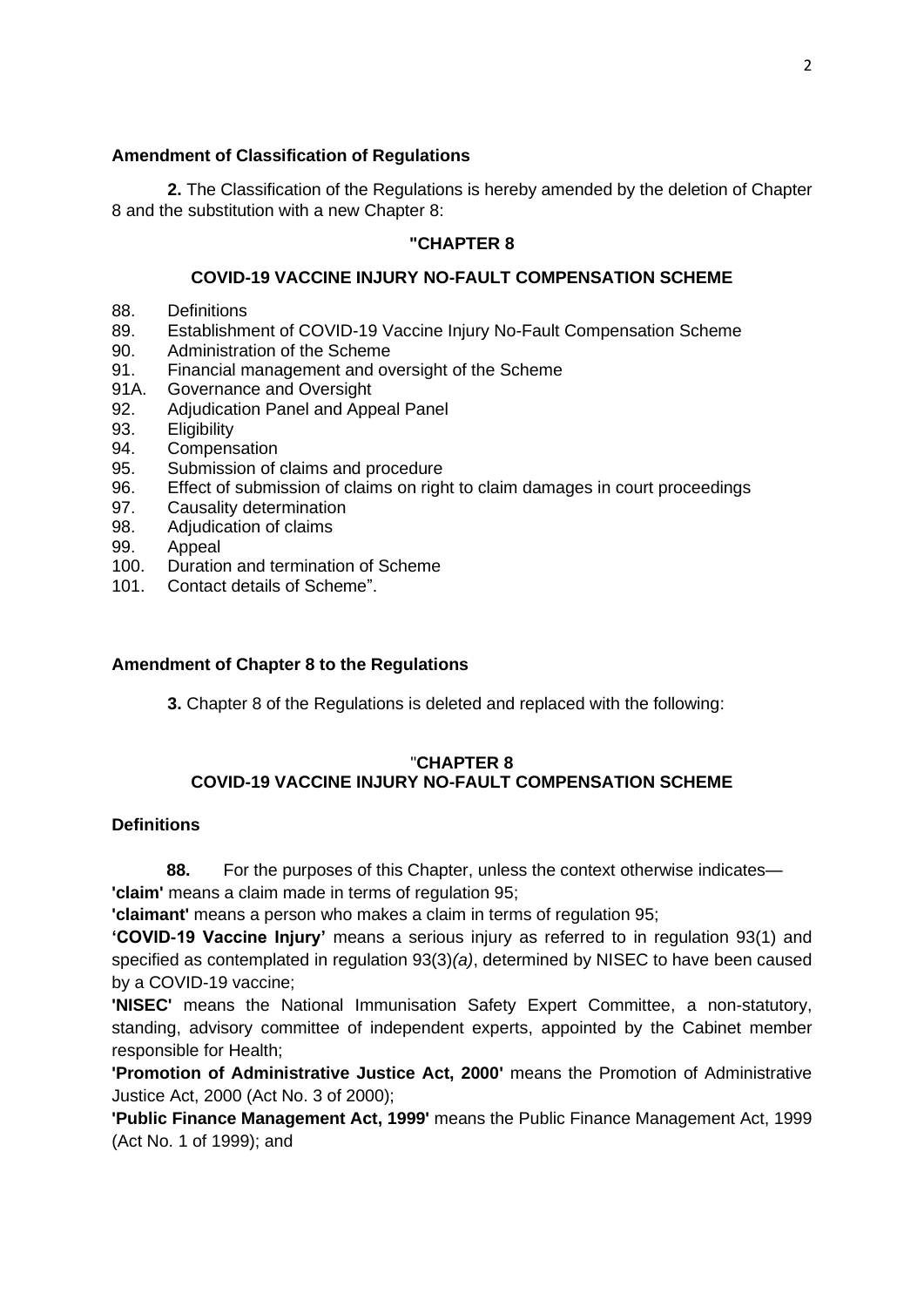**Amendment of Classification of Regulations**

**2.** The Classification of the Regulations is hereby amended by the deletion of Chapter 8 and the substitution with a new Chapter 8:

**"CHAPTER 8**

**COVID-19 VACCINE INJURY NO-FAULT COMPENSATION SCHEME**

88. Definitions
89. Establishment of COVID-19 Vaccine Injury No-Fault Compensation Scheme
90. Administration of the Scheme
91. Financial management and oversight of the Scheme
91A. Governance and Oversight
92. Adjudication Panel and Appeal Panel
93. Eligibility
94. Compensation
95. Submission of claims and procedure
96. Effect of submission of claims on right to claim damages in court proceedings
97. Causality determination
98. Adjudication of claims
99. Appeal
100. Duration and termination of Scheme
101. Contact details of Scheme".

**Amendment of Chapter 8 to the Regulations**

**3.** Chapter 8 of the Regulations is deleted and replaced with the following:

"**CHAPTER 8**
**COVID-19 VACCINE INJURY NO-FAULT COMPENSATION SCHEME**

**Definitions**

**88.** For the purposes of this Chapter, unless the context otherwise indicates—
**'claim'** means a claim made in terms of regulation 95;
**'claimant'** means a person who makes a claim in terms of regulation 95;
**'COVID-19 Vaccine Injury'** means a serious injury as referred to in regulation 93(1) and specified as contemplated in regulation 93(3)*(a)*, determined by NISEC to have been caused by a COVID-19 vaccine;
**'NISEC'** means the National Immunisation Safety Expert Committee, a non-statutory, standing, advisory committee of independent experts, appointed by the Cabinet member responsible for Health;
**'Promotion of Administrative Justice Act, 2000'** means the Promotion of Administrative Justice Act, 2000 (Act No. 3 of 2000);
**'Public Finance Management Act, 1999'** means the Public Finance Management Act, 1999 (Act No. 1 of 1999); and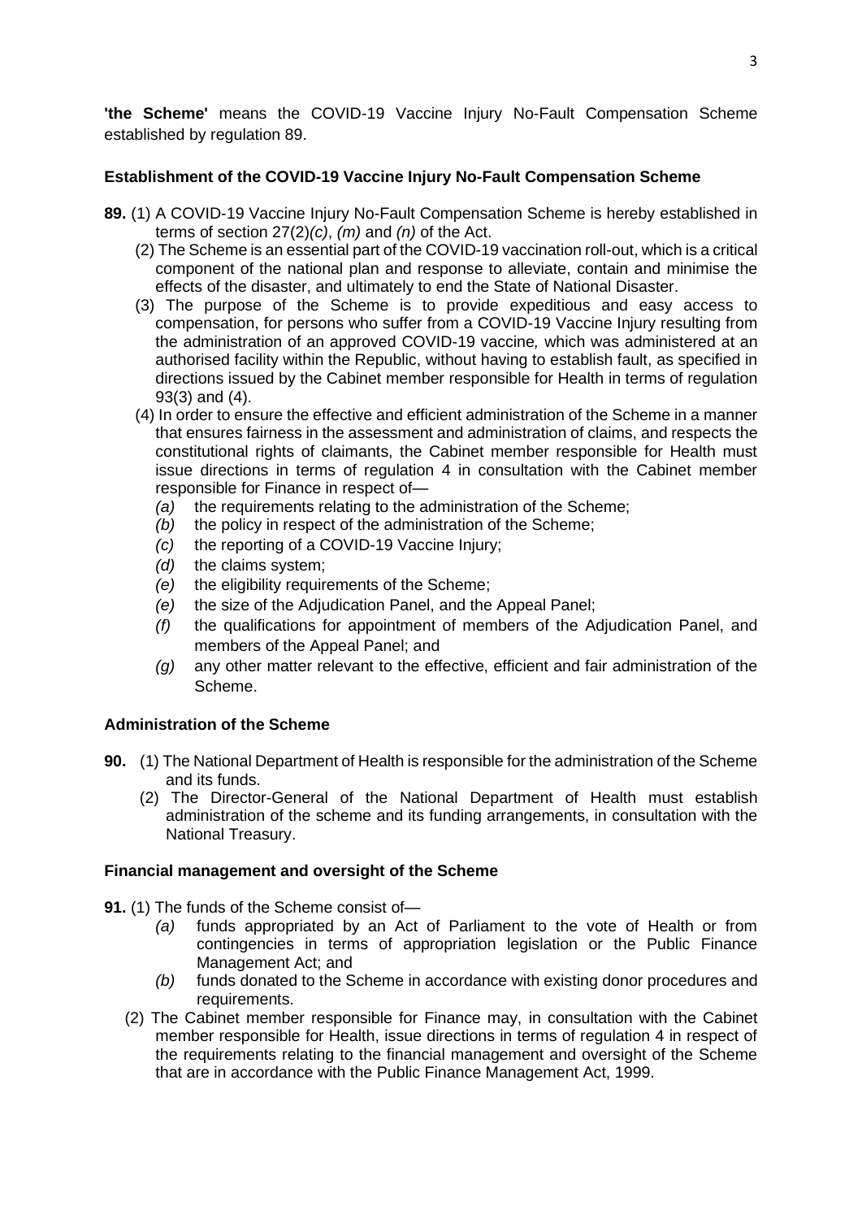**'the Scheme'** means the COVID-19 Vaccine Injury No-Fault Compensation Scheme established by regulation 89.

### Establishment of the COVID-19 Vaccine Injury No-Fault Compensation Scheme

**89.** (1) A COVID-19 Vaccine Injury No-Fault Compensation Scheme is hereby established in terms of section 27(2)*(c)*, *(m)* and *(n)* of the Act.

(2) The Scheme is an essential part of the COVID-19 vaccination roll-out, which is a critical component of the national plan and response to alleviate, contain and minimise the effects of the disaster, and ultimately to end the State of National Disaster.

(3) The purpose of the Scheme is to provide expeditious and easy access to compensation, for persons who suffer from a COVID-19 Vaccine Injury resulting from the administration of an approved COVID-19 vaccine*,* which was administered at an authorised facility within the Republic, without having to establish fault, as specified in directions issued by the Cabinet member responsible for Health in terms of regulation 93(3) and (4).

(4) In order to ensure the effective and efficient administration of the Scheme in a manner that ensures fairness in the assessment and administration of claims, and respects the constitutional rights of claimants, the Cabinet member responsible for Health must issue directions in terms of regulation 4 in consultation with the Cabinet member responsible for Finance in respect of—

- *(a)* the requirements relating to the administration of the Scheme;
- *(b)* the policy in respect of the administration of the Scheme;
- *(c)* the reporting of a COVID-19 Vaccine Injury;
- *(d)* the claims system;
- *(e)* the eligibility requirements of the Scheme;
- *(e)* the size of the Adjudication Panel, and the Appeal Panel;
- *(f)* the qualifications for appointment of members of the Adjudication Panel, and members of the Appeal Panel; and
- *(g)* any other matter relevant to the effective, efficient and fair administration of the Scheme.

### Administration of the Scheme

**90.** (1) The National Department of Health is responsible for the administration of the Scheme and its funds.

(2) The Director-General of the National Department of Health must establish administration of the scheme and its funding arrangements, in consultation with the National Treasury.

### Financial management and oversight of the Scheme

**91.** (1) The funds of the Scheme consist of—

- *(a)* funds appropriated by an Act of Parliament to the vote of Health or from contingencies in terms of appropriation legislation or the Public Finance Management Act; and
- *(b)* funds donated to the Scheme in accordance with existing donor procedures and requirements.

(2) The Cabinet member responsible for Finance may, in consultation with the Cabinet member responsible for Health, issue directions in terms of regulation 4 in respect of the requirements relating to the financial management and oversight of the Scheme that are in accordance with the Public Finance Management Act, 1999.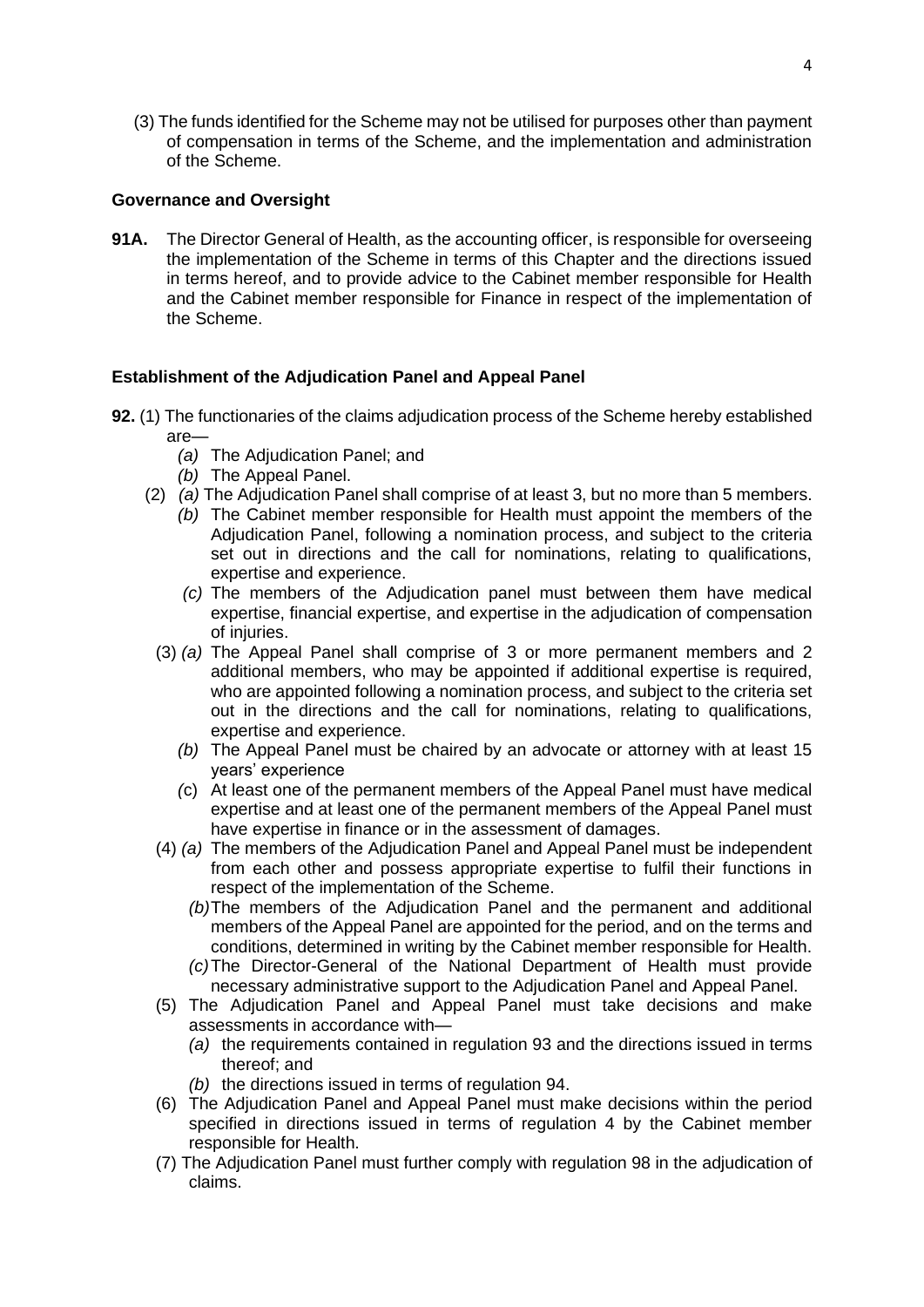(3) The funds identified for the Scheme may not be utilised for purposes other than payment of compensation in terms of the Scheme, and the implementation and administration of the Scheme.

**Governance and Oversight**

**91A.** The Director General of Health, as the accounting officer, is responsible for overseeing the implementation of the Scheme in terms of this Chapter and the directions issued in terms hereof, and to provide advice to the Cabinet member responsible for Health and the Cabinet member responsible for Finance in respect of the implementation of the Scheme.

**Establishment of the Adjudication Panel and Appeal Panel**

**92.** (1) The functionaries of the claims adjudication process of the Scheme hereby established are—

*(a)* The Adjudication Panel; and

*(b)* The Appeal Panel.

(2) *(a)* The Adjudication Panel shall comprise of at least 3, but no more than 5 members.

*(b)* The Cabinet member responsible for Health must appoint the members of the Adjudication Panel, following a nomination process, and subject to the criteria set out in directions and the call for nominations, relating to qualifications, expertise and experience.

*(c)* The members of the Adjudication panel must between them have medical expertise, financial expertise, and expertise in the adjudication of compensation of injuries.

(3) *(a)* The Appeal Panel shall comprise of 3 or more permanent members and 2 additional members, who may be appointed if additional expertise is required, who are appointed following a nomination process, and subject to the criteria set out in the directions and the call for nominations, relating to qualifications, expertise and experience.

*(b)* The Appeal Panel must be chaired by an advocate or attorney with at least 15 years' experience

*(c)* At least one of the permanent members of the Appeal Panel must have medical expertise and at least one of the permanent members of the Appeal Panel must have expertise in finance or in the assessment of damages.

(4) *(a)* The members of the Adjudication Panel and Appeal Panel must be independent from each other and possess appropriate expertise to fulfil their functions in respect of the implementation of the Scheme.

*(b)* The members of the Adjudication Panel and the permanent and additional members of the Appeal Panel are appointed for the period, and on the terms and conditions, determined in writing by the Cabinet member responsible for Health.

*(c)* The Director-General of the National Department of Health must provide necessary administrative support to the Adjudication Panel and Appeal Panel.

(5) The Adjudication Panel and Appeal Panel must take decisions and make assessments in accordance with—

*(a)* the requirements contained in regulation 93 and the directions issued in terms thereof; and

*(b)* the directions issued in terms of regulation 94.

(6) The Adjudication Panel and Appeal Panel must make decisions within the period specified in directions issued in terms of regulation 4 by the Cabinet member responsible for Health.

(7) The Adjudication Panel must further comply with regulation 98 in the adjudication of claims.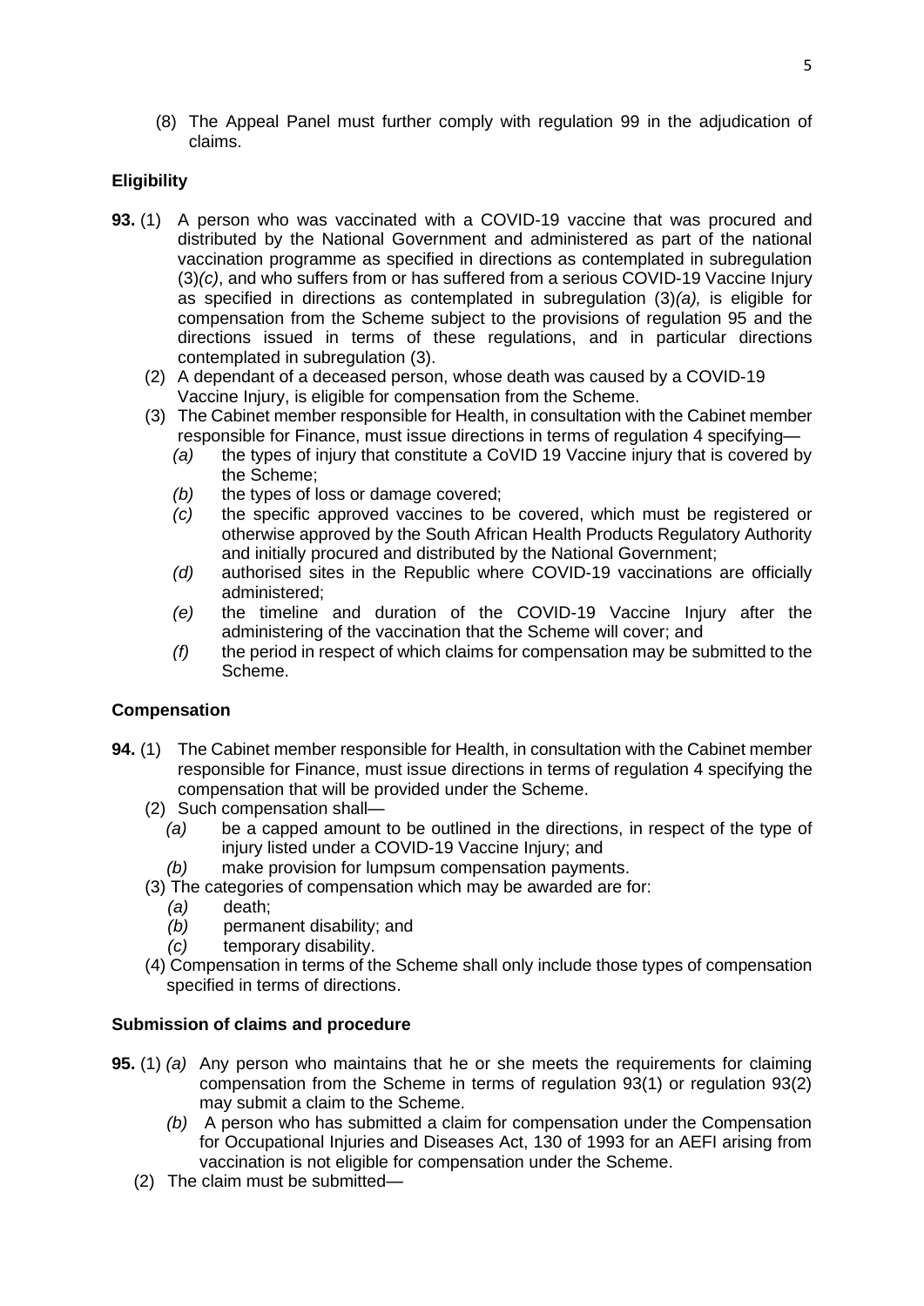(8) The Appeal Panel must further comply with regulation 99 in the adjudication of claims.

**Eligibility**

**93.** (1) A person who was vaccinated with a COVID-19 vaccine that was procured and distributed by the National Government and administered as part of the national vaccination programme as specified in directions as contemplated in subregulation (3)*(c)*, and who suffers from or has suffered from a serious COVID-19 Vaccine Injury as specified in directions as contemplated in subregulation (3)*(a),* is eligible for compensation from the Scheme subject to the provisions of regulation 95 and the directions issued in terms of these regulations, and in particular directions contemplated in subregulation (3).

(2) A dependant of a deceased person, whose death was caused by a COVID-19 Vaccine Injury, is eligible for compensation from the Scheme.

(3) The Cabinet member responsible for Health, in consultation with the Cabinet member responsible for Finance, must issue directions in terms of regulation 4 specifying—

*(a)* the types of injury that constitute a CoVID 19 Vaccine injury that is covered by the Scheme;

*(b)* the types of loss or damage covered;

*(c)* the specific approved vaccines to be covered, which must be registered or otherwise approved by the South African Health Products Regulatory Authority and initially procured and distributed by the National Government;

*(d)* authorised sites in the Republic where COVID-19 vaccinations are officially administered;

*(e)* the timeline and duration of the COVID-19 Vaccine Injury after the administering of the vaccination that the Scheme will cover; and

*(f)* the period in respect of which claims for compensation may be submitted to the Scheme.

**Compensation**

**94.** (1) The Cabinet member responsible for Health, in consultation with the Cabinet member responsible for Finance, must issue directions in terms of regulation 4 specifying the compensation that will be provided under the Scheme.

(2) Such compensation shall—

*(a)* be a capped amount to be outlined in the directions, in respect of the type of injury listed under a COVID-19 Vaccine Injury; and

*(b)* make provision for lumpsum compensation payments.

(3) The categories of compensation which may be awarded are for:

*(a)* death;

*(b)* permanent disability; and

*(c)* temporary disability.

(4) Compensation in terms of the Scheme shall only include those types of compensation specified in terms of directions.

**Submission of claims and procedure**

**95.** (1) *(a)* Any person who maintains that he or she meets the requirements for claiming compensation from the Scheme in terms of regulation 93(1) or regulation 93(2) may submit a claim to the Scheme.

*(b)* A person who has submitted a claim for compensation under the Compensation for Occupational Injuries and Diseases Act, 130 of 1993 for an AEFI arising from vaccination is not eligible for compensation under the Scheme.

(2) The claim must be submitted—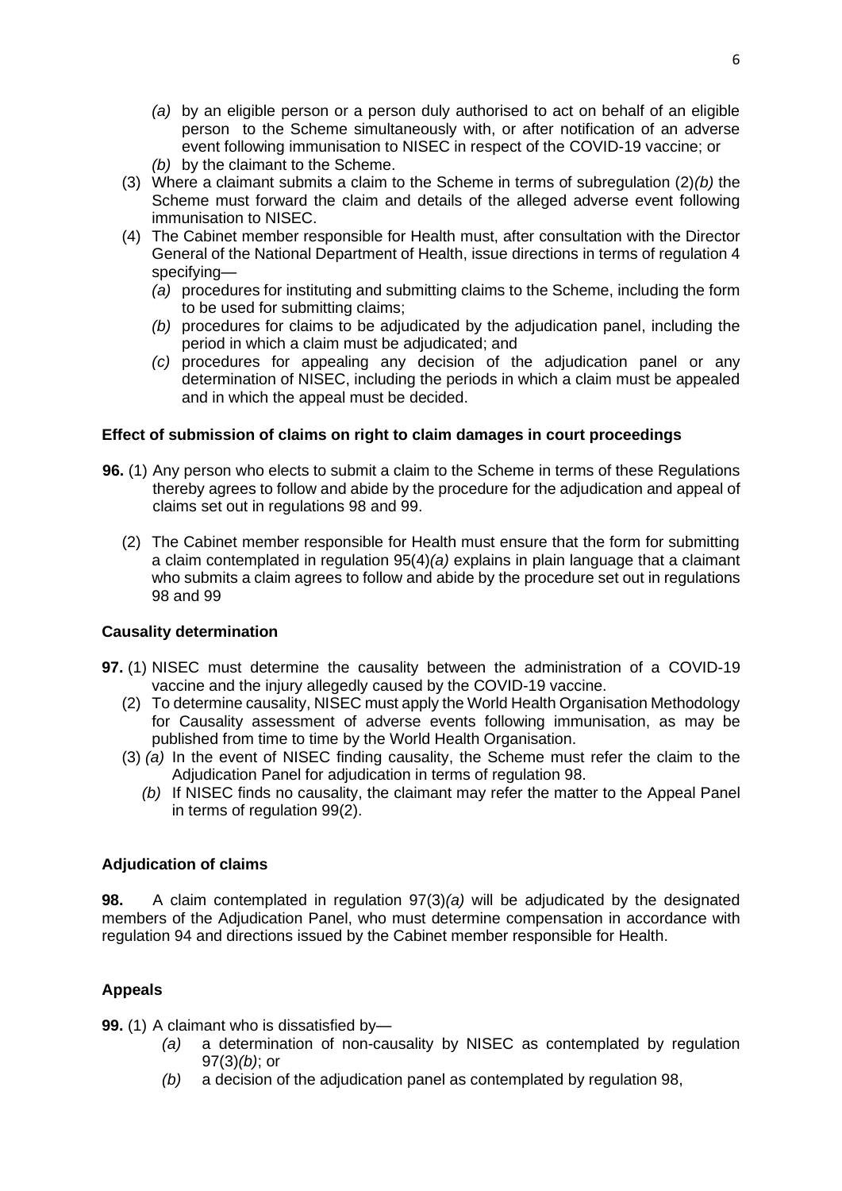- *(a)* by an eligible person or a person duly authorised to act on behalf of an eligible person to the Scheme simultaneously with, or after notification of an adverse event following immunisation to NISEC in respect of the COVID-19 vaccine; or
- *(b)* by the claimant to the Scheme.

(3) Where a claimant submits a claim to the Scheme in terms of subregulation (2)*(b)* the Scheme must forward the claim and details of the alleged adverse event following immunisation to NISEC.

(4) The Cabinet member responsible for Health must, after consultation with the Director General of the National Department of Health, issue directions in terms of regulation 4 specifying—

- *(a)* procedures for instituting and submitting claims to the Scheme, including the form to be used for submitting claims;
- *(b)* procedures for claims to be adjudicated by the adjudication panel, including the period in which a claim must be adjudicated; and
- *(c)* procedures for appealing any decision of the adjudication panel or any determination of NISEC, including the periods in which a claim must be appealed and in which the appeal must be decided.

**Effect of submission of claims on right to claim damages in court proceedings**

**96.** (1) Any person who elects to submit a claim to the Scheme in terms of these Regulations thereby agrees to follow and abide by the procedure for the adjudication and appeal of claims set out in regulations 98 and 99.

(2) The Cabinet member responsible for Health must ensure that the form for submitting a claim contemplated in regulation 95(4)*(a)* explains in plain language that a claimant who submits a claim agrees to follow and abide by the procedure set out in regulations 98 and 99

**Causality determination**

**97.** (1) NISEC must determine the causality between the administration of a COVID-19 vaccine and the injury allegedly caused by the COVID-19 vaccine.

(2) To determine causality, NISEC must apply the World Health Organisation Methodology for Causality assessment of adverse events following immunisation, as may be published from time to time by the World Health Organisation.

(3) *(a)* In the event of NISEC finding causality, the Scheme must refer the claim to the Adjudication Panel for adjudication in terms of regulation 98.

*(b)* If NISEC finds no causality, the claimant may refer the matter to the Appeal Panel in terms of regulation 99(2).

**Adjudication of claims**

**98.** A claim contemplated in regulation 97(3)*(a)* will be adjudicated by the designated members of the Adjudication Panel, who must determine compensation in accordance with regulation 94 and directions issued by the Cabinet member responsible for Health.

**Appeals**

**99.** (1) A claimant who is dissatisfied by—

- *(a)* a determination of non-causality by NISEC as contemplated by regulation 97(3)*(b)*; or
- *(b)* a decision of the adjudication panel as contemplated by regulation 98,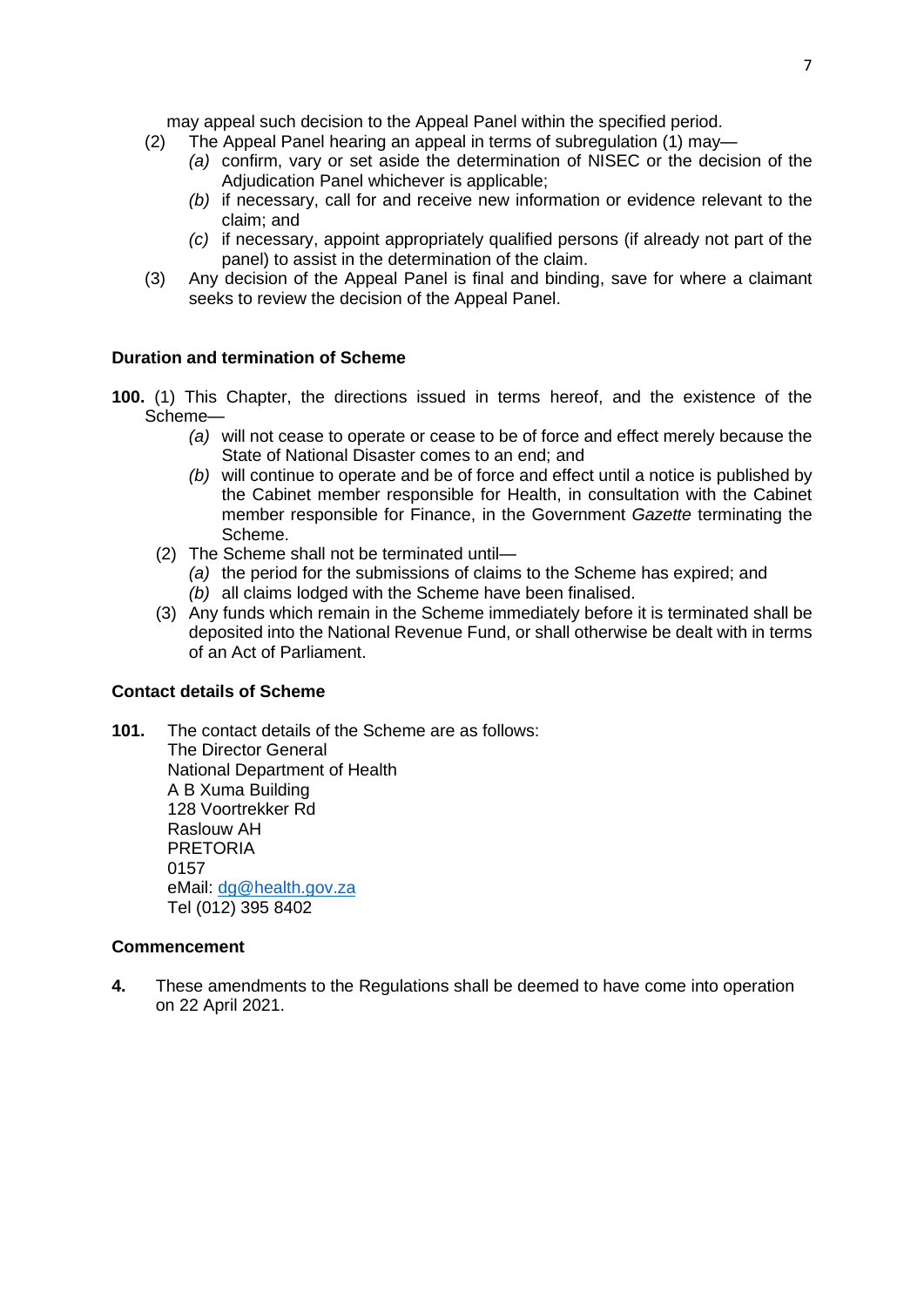may appeal such decision to the Appeal Panel within the specified period.

(2) The Appeal Panel hearing an appeal in terms of subregulation (1) may—

*(a)* confirm, vary or set aside the determination of NISEC or the decision of the Adjudication Panel whichever is applicable;

*(b)* if necessary, call for and receive new information or evidence relevant to the claim; and

*(c)* if necessary, appoint appropriately qualified persons (if already not part of the panel) to assist in the determination of the claim.

(3) Any decision of the Appeal Panel is final and binding, save for where a claimant seeks to review the decision of the Appeal Panel.

**Duration and termination of Scheme**

**100.** (1) This Chapter, the directions issued in terms hereof, and the existence of the Scheme—

*(a)* will not cease to operate or cease to be of force and effect merely because the State of National Disaster comes to an end; and

*(b)* will continue to operate and be of force and effect until a notice is published by the Cabinet member responsible for Health, in consultation with the Cabinet member responsible for Finance, in the Government *Gazette* terminating the Scheme.

(2) The Scheme shall not be terminated until—

*(a)* the period for the submissions of claims to the Scheme has expired; and

*(b)* all claims lodged with the Scheme have been finalised.

(3) Any funds which remain in the Scheme immediately before it is terminated shall be deposited into the National Revenue Fund, or shall otherwise be dealt with in terms of an Act of Parliament.

**Contact details of Scheme**

**101.** The contact details of the Scheme are as follows:
The Director General
National Department of Health
A B Xuma Building
128 Voortrekker Rd
Raslouw AH
PRETORIA
0157
eMail: dg@health.gov.za
Tel (012) 395 8402

**Commencement**

**4.** These amendments to the Regulations shall be deemed to have come into operation on 22 April 2021.